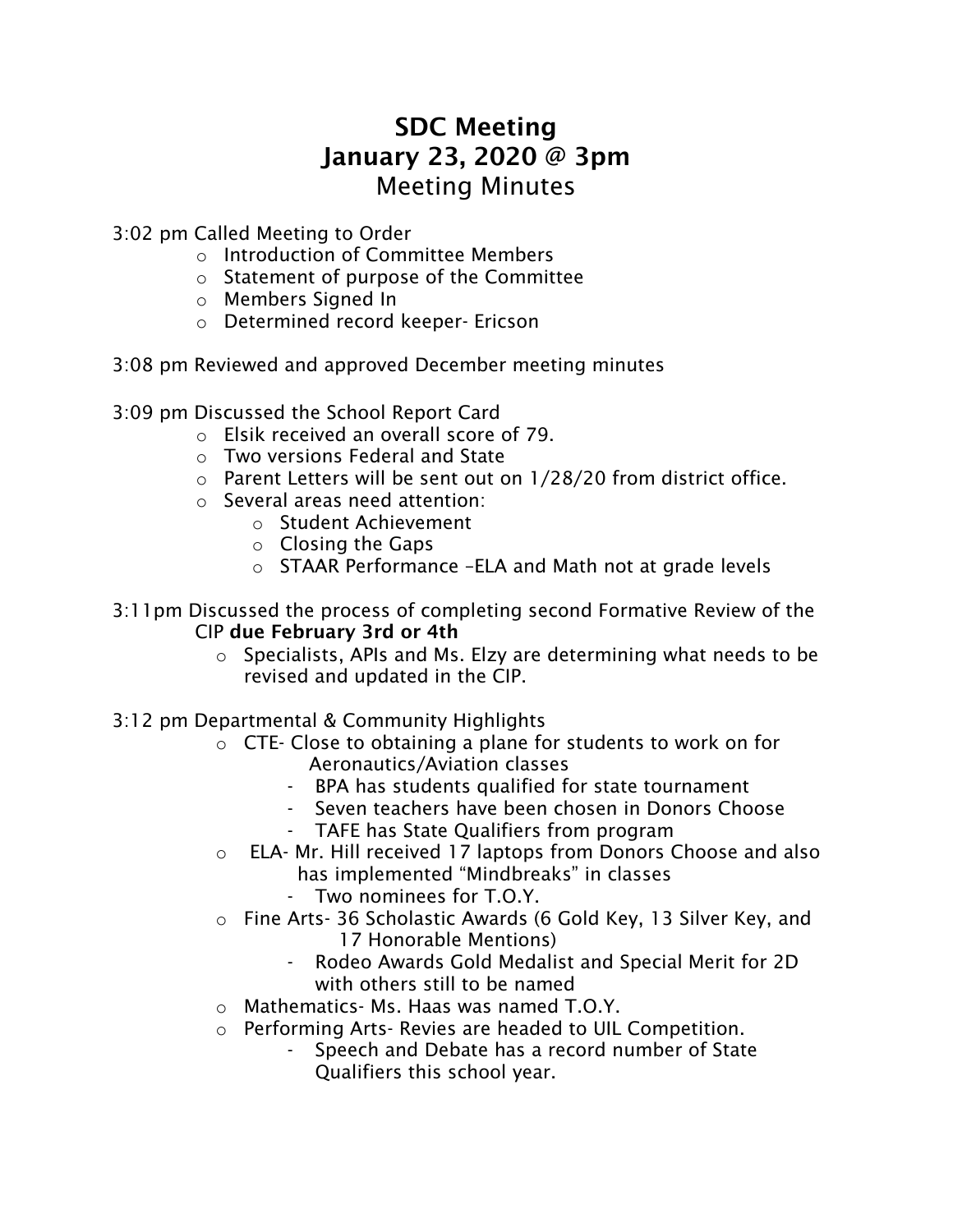# SDC Meeting
# January 23, 2020 @ 3pm
## Meeting Minutes

3:02 pm Called Meeting to Order
- Introduction of Committee Members
- Statement of purpose of the Committee
- Members Signed In
- Determined record keeper- Ericson

3:08 pm Reviewed and approved December meeting minutes

3:09 pm Discussed the School Report Card
- Elsik received an overall score of 79.
- Two versions Federal and State
- Parent Letters will be sent out on 1/28/20 from district office.
- Several areas need attention:
  - Student Achievement
  - Closing the Gaps
  - STAAR Performance –ELA and Math not at grade levels

3:11pm Discussed the process of completing second Formative Review of the CIP **due February 3rd or 4th**
- Specialists, APIs and Ms. Elzy are determining what needs to be revised and updated in the CIP.

3:12 pm Departmental & Community Highlights
- CTE- Close to obtaining a plane for students to work on for Aeronautics/Aviation classes
  - BPA has students qualified for state tournament
  - Seven teachers have been chosen in Donors Choose
  - TAFE has State Qualifiers from program
- ELA- Mr. Hill received 17 laptops from Donors Choose and also has implemented "Mindbreaks" in classes
  - Two nominees for T.O.Y.
- Fine Arts- 36 Scholastic Awards (6 Gold Key, 13 Silver Key, and 17 Honorable Mentions)
  - Rodeo Awards Gold Medalist and Special Merit for 2D with others still to be named
- Mathematics- Ms. Haas was named T.O.Y.
- Performing Arts- Revies are headed to UIL Competition.
  - Speech and Debate has a record number of State Qualifiers this school year.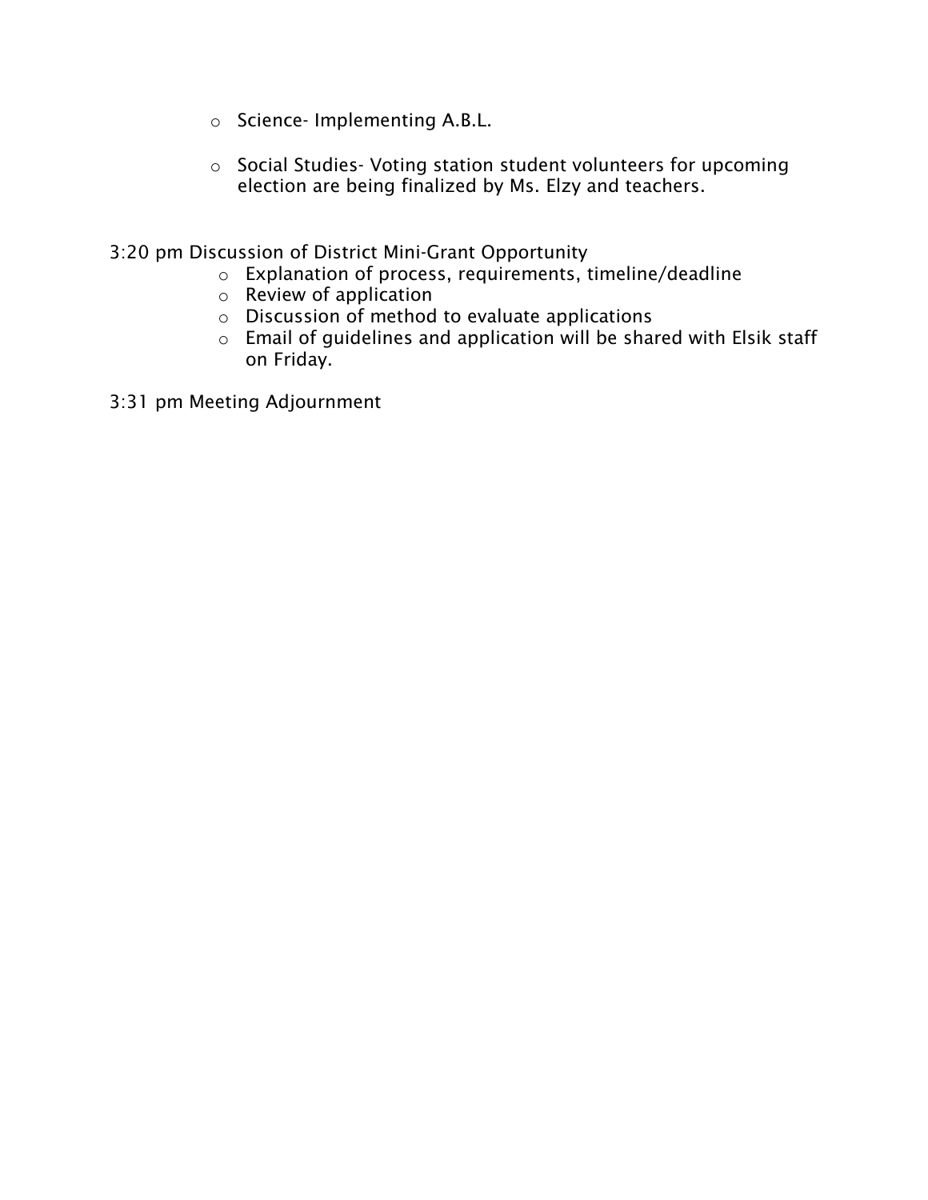- Science- Implementing A.B.L.

- Social Studies- Voting station student volunteers for upcoming election are being finalized by Ms. Elzy and teachers.

3:20 pm Discussion of District Mini-Grant Opportunity

- Explanation of process, requirements, timeline/deadline
- Review of application
- Discussion of method to evaluate applications
- Email of guidelines and application will be shared with Elsik staff on Friday.

3:31 pm Meeting Adjournment